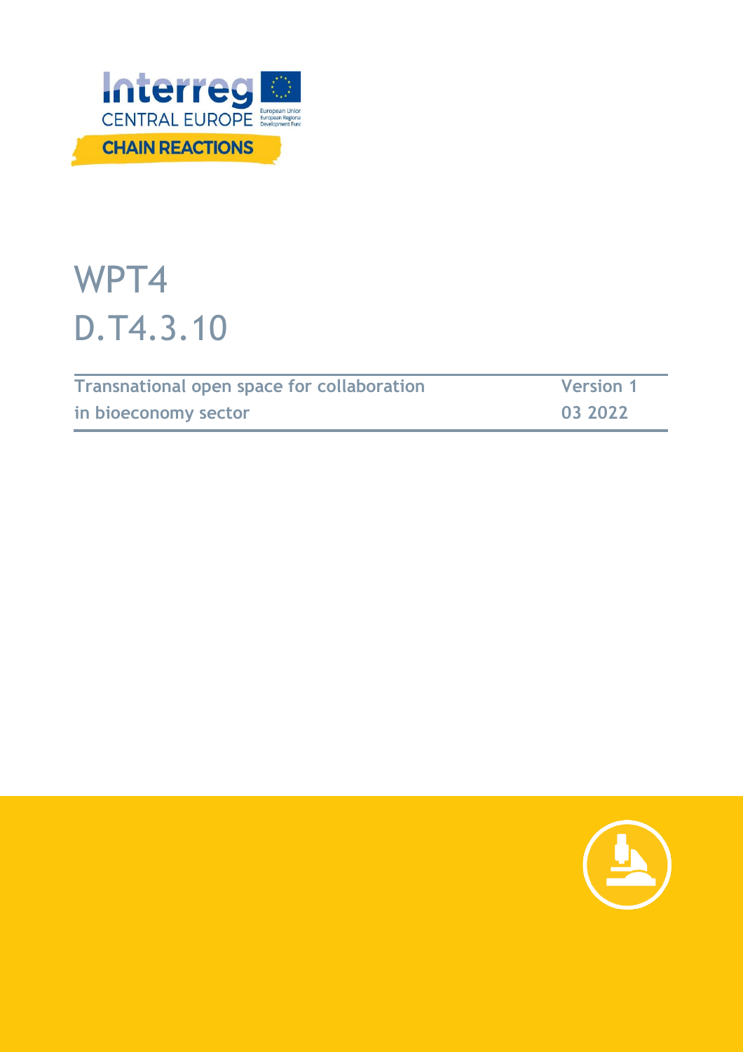Interreg CENTRAL EUROPE

CHAIN REACTIONS

# WPT4
# D.T4.3.10

| Transnational open space for collaboration in bioeconomy sector | Version 1 03 2022 |
|---|---|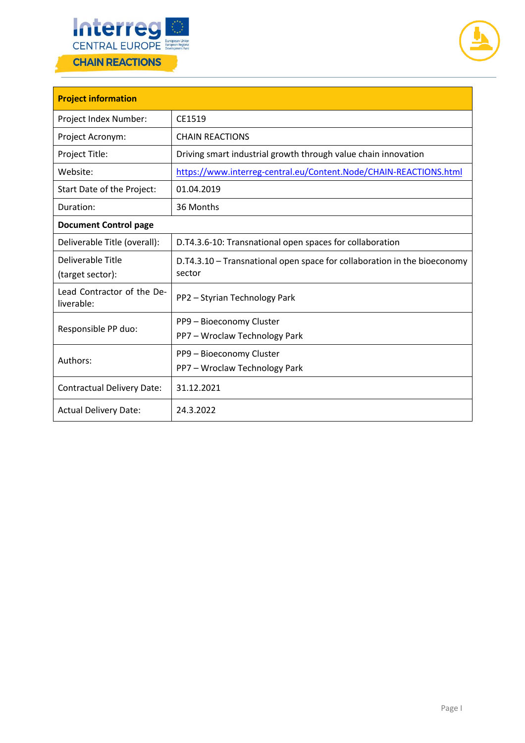| Project information | |
|---|---|
| Project Index Number: | CE1519 |
| Project Acronym: | CHAIN REACTIONS |
| Project Title: | Driving smart industrial growth through value chain innovation |
| Website: | https://www.interreg-central.eu/Content.Node/CHAIN-REACTIONS.html |
| Start Date of the Project: | 01.04.2019 |
| Duration: | 36 Months |
| **Document Control page** | |
| Deliverable Title (overall): | D.T4.3.6-10: Transnational open spaces for collaboration |
| Deliverable Title (target sector): | D.T4.3.10 – Transnational open space for collaboration in the bioeconomy sector |
| Lead Contractor of the Deliverable: | PP2 – Styrian Technology Park |
| Responsible PP duo: | PP9 – Bioeconomy Cluster<br>PP7 – Wroclaw Technology Park |
| Authors: | PP9 – Bioeconomy Cluster<br>PP7 – Wroclaw Technology Park |
| Contractual Delivery Date: | 31.12.2021 |
| Actual Delivery Date: | 24.3.2022 |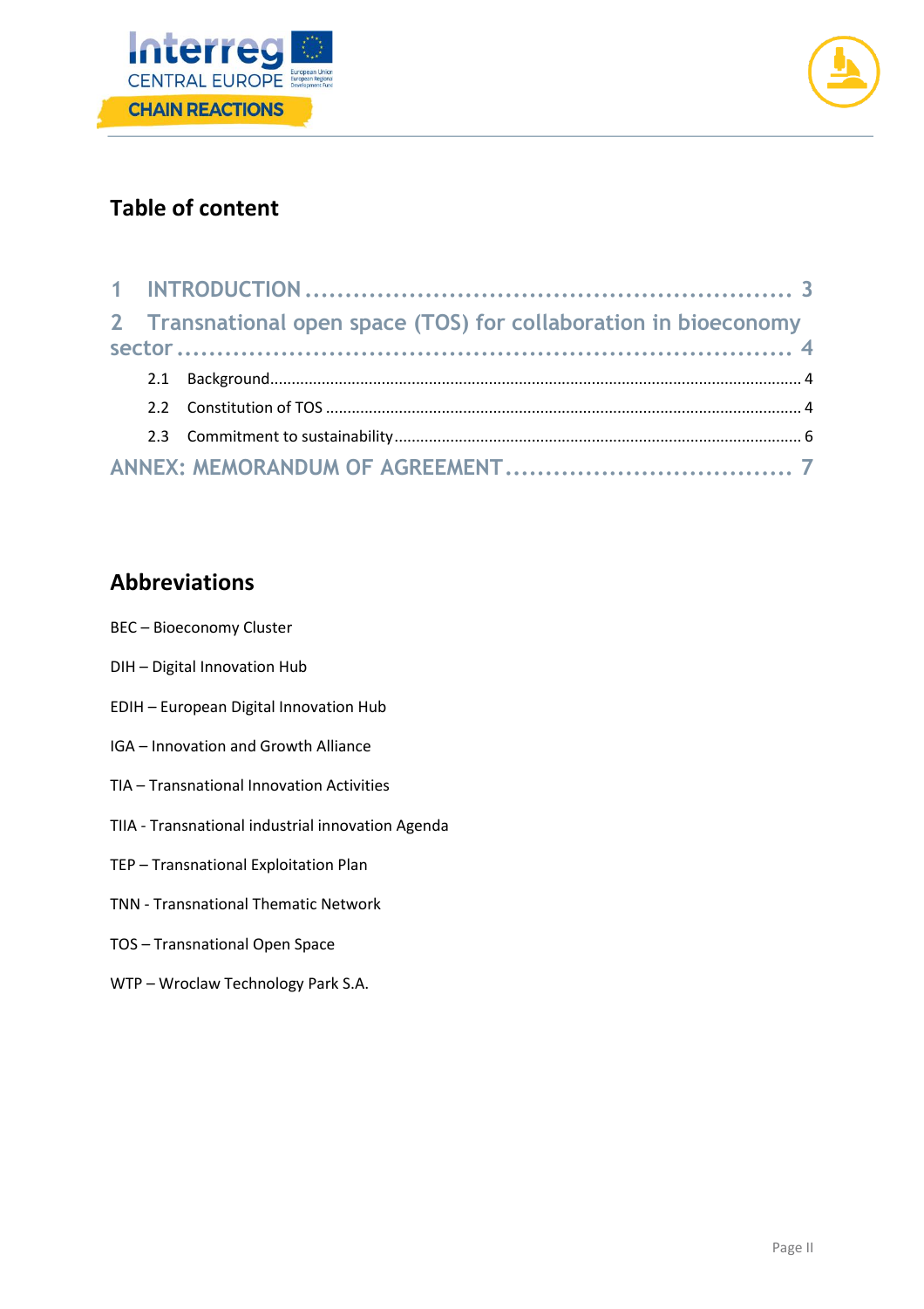## Table of content

1 INTRODUCTION ........................................................ 3

2 Transnational open space (TOS) for collaboration in bioeconomy sector ........................................................ 4

- 2.1 Background ........................................................ 4
- 2.2 Constitution of TOS ........................................................ 4
- 2.3 Commitment to sustainability ........................................................ 6

ANNEX: MEMORANDUM OF AGREEMENT ........................................................ 7

## Abbreviations

BEC – Bioeconomy Cluster

DIH – Digital Innovation Hub

EDIH – European Digital Innovation Hub

IGA – Innovation and Growth Alliance

TIA – Transnational Innovation Activities

TIIA - Transnational industrial innovation Agenda

TEP – Transnational Exploitation Plan

TNN - Transnational Thematic Network

TOS – Transnational Open Space

WTP – Wroclaw Technology Park S.A.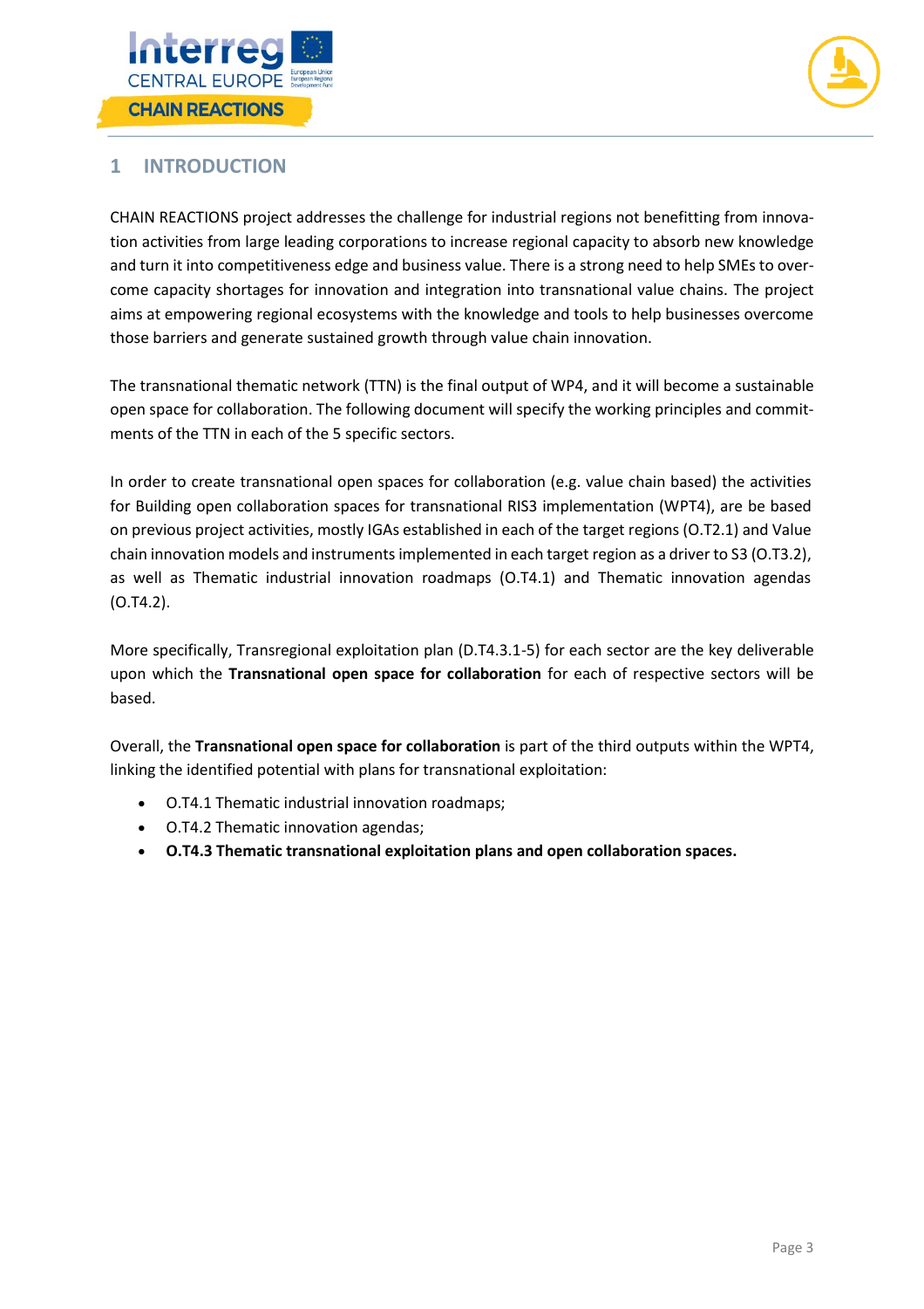# 1 INTRODUCTION

CHAIN REACTIONS project addresses the challenge for industrial regions not benefitting from innovation activities from large leading corporations to increase regional capacity to absorb new knowledge and turn it into competitiveness edge and business value. There is a strong need to help SMEs to overcome capacity shortages for innovation and integration into transnational value chains. The project aims at empowering regional ecosystems with the knowledge and tools to help businesses overcome those barriers and generate sustained growth through value chain innovation.

The transnational thematic network (TTN) is the final output of WP4, and it will become a sustainable open space for collaboration. The following document will specify the working principles and commitments of the TTN in each of the 5 specific sectors.

In order to create transnational open spaces for collaboration (e.g. value chain based) the activities for Building open collaboration spaces for transnational RIS3 implementation (WPT4), are be based on previous project activities, mostly IGAs established in each of the target regions (O.T2.1) and Value chain innovation models and instruments implemented in each target region as a driver to S3 (O.T3.2), as well as Thematic industrial innovation roadmaps (O.T4.1) and Thematic innovation agendas (O.T4.2).

More specifically, Transregional exploitation plan (D.T4.3.1-5) for each sector are the key deliverable upon which the **Transnational open space for collaboration** for each of respective sectors will be based.

Overall, the **Transnational open space for collaboration** is part of the third outputs within the WPT4, linking the identified potential with plans for transnational exploitation:

- O.T4.1 Thematic industrial innovation roadmaps;
- O.T4.2 Thematic innovation agendas;
- **O.T4.3 Thematic transnational exploitation plans and open collaboration spaces.**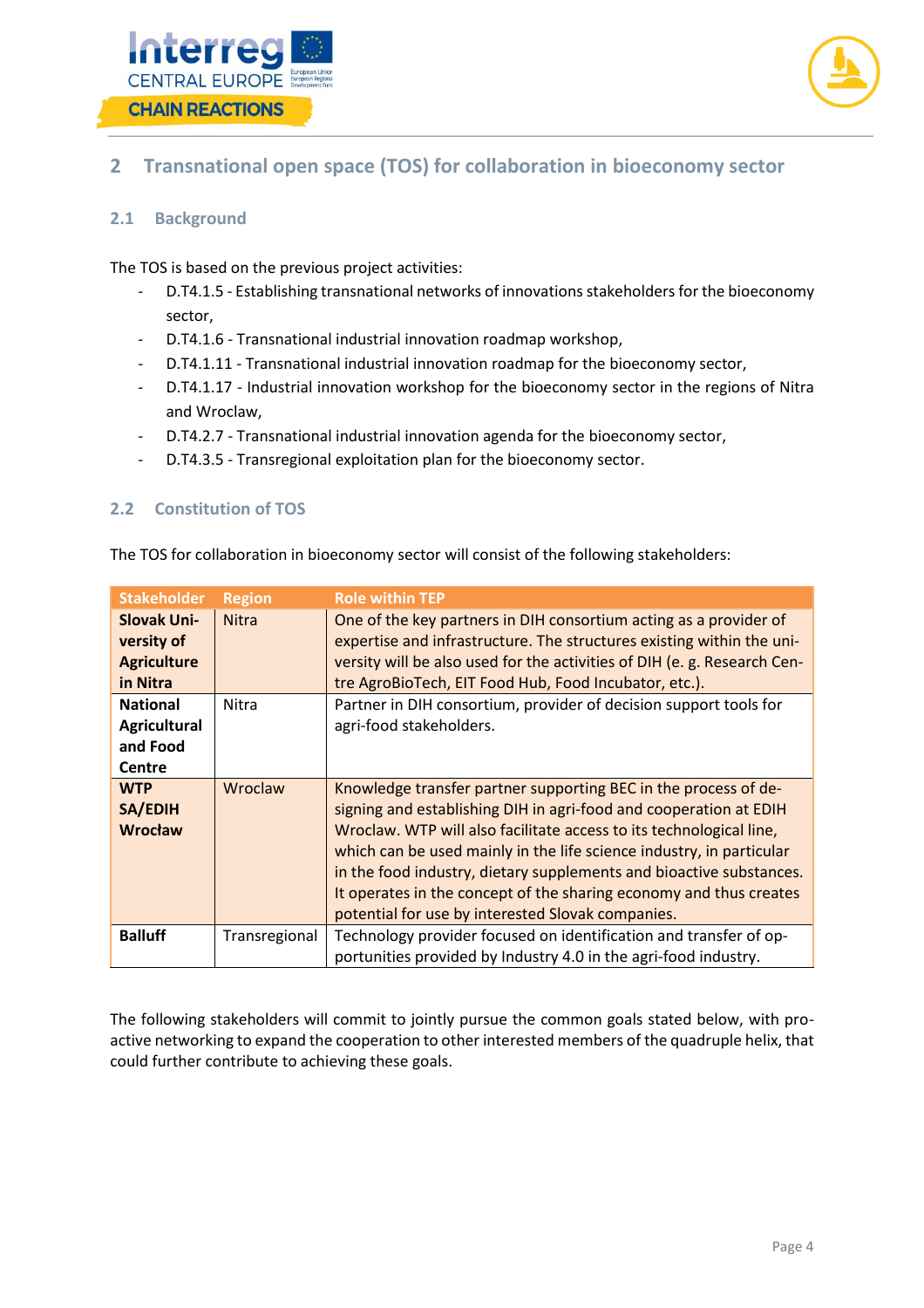## 2 Transnational open space (TOS) for collaboration in bioeconomy sector

### 2.1 Background

The TOS is based on the previous project activities:

- D.T4.1.5 - Establishing transnational networks of innovations stakeholders for the bioeconomy sector,
- D.T4.1.6 - Transnational industrial innovation roadmap workshop,
- D.T4.1.11 - Transnational industrial innovation roadmap for the bioeconomy sector,
- D.T4.1.17 - Industrial innovation workshop for the bioeconomy sector in the regions of Nitra and Wroclaw,
- D.T4.2.7 - Transnational industrial innovation agenda for the bioeconomy sector,
- D.T4.3.5 - Transregional exploitation plan for the bioeconomy sector.

### 2.2 Constitution of TOS

The TOS for collaboration in bioeconomy sector will consist of the following stakeholders:

| Stakeholder | Region | Role within TEP |
|---|---|---|
| **Slovak University of Agriculture in Nitra** | Nitra | One of the key partners in DIH consortium acting as a provider of expertise and infrastructure. The structures existing within the university will be also used for the activities of DIH (e. g. Research Centre AgroBioTech, EIT Food Hub, Food Incubator, etc.). |
| **National Agricultural and Food Centre** | Nitra | Partner in DIH consortium, provider of decision support tools for agri-food stakeholders. |
| **WTP SA/EDIH Wrocław** | Wroclaw | Knowledge transfer partner supporting BEC in the process of designing and establishing DIH in agri-food and cooperation at EDIH Wroclaw. WTP will also facilitate access to its technological line, which can be used mainly in the life science industry, in particular in the food industry, dietary supplements and bioactive substances. It operates in the concept of the sharing economy and thus creates potential for use by interested Slovak companies. |
| **Balluff** | Transregional | Technology provider focused on identification and transfer of opportunities provided by Industry 4.0 in the agri-food industry. |

The following stakeholders will commit to jointly pursue the common goals stated below, with proactive networking to expand the cooperation to other interested members of the quadruple helix, that could further contribute to achieving these goals.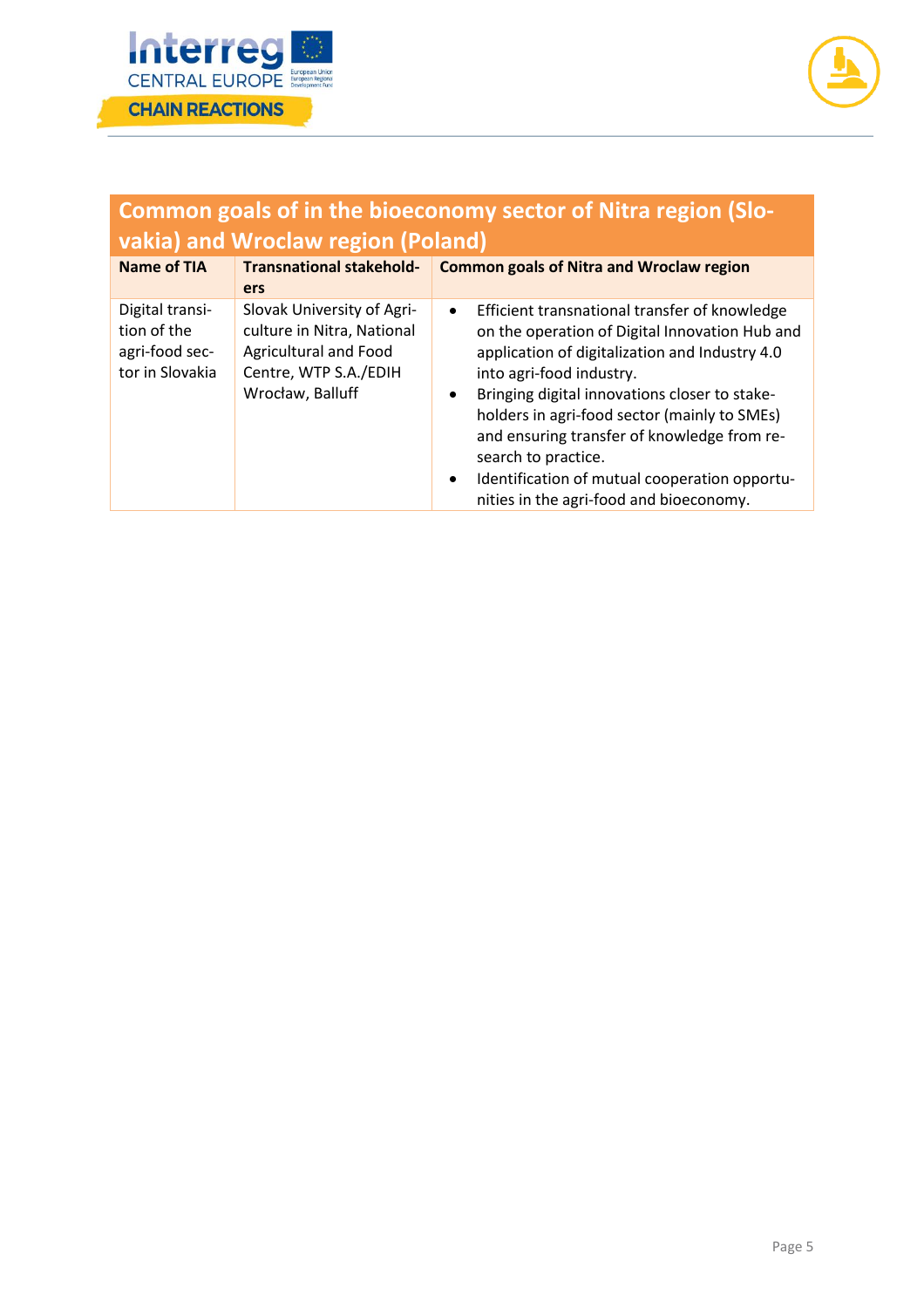| Common goals of in the bioeconomy sector of Nitra region (Slovakia) and Wroclaw region (Poland) | | |
|---|---|---|
| **Name of TIA** | **Transnational stakeholders** | **Common goals of Nitra and Wroclaw region** |
| Digital transition of the agri-food sector in Slovakia | Slovak University of Agriculture in Nitra, National Agricultural and Food Centre, WTP S.A./EDIH Wrocław, Balluff | • Efficient transnational transfer of knowledge on the operation of Digital Innovation Hub and application of digitalization and Industry 4.0 into agri-food industry.<br>• Bringing digital innovations closer to stakeholders in agri-food sector (mainly to SMEs) and ensuring transfer of knowledge from research to practice.<br>• Identification of mutual cooperation opportunities in the agri-food and bioeconomy. |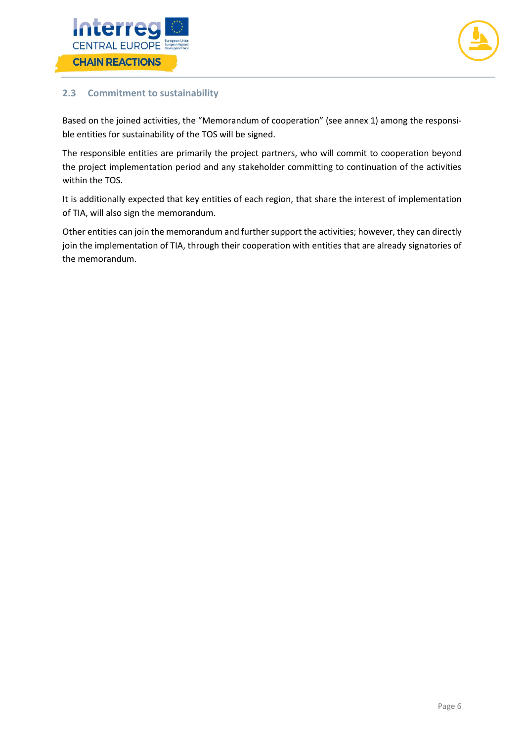### 2.3 Commitment to sustainability

Based on the joined activities, the "Memorandum of cooperation" (see annex 1) among the responsible entities for sustainability of the TOS will be signed.

The responsible entities are primarily the project partners, who will commit to cooperation beyond the project implementation period and any stakeholder committing to continuation of the activities within the TOS.

It is additionally expected that key entities of each region, that share the interest of implementation of TIA, will also sign the memorandum.

Other entities can join the memorandum and further support the activities; however, they can directly join the implementation of TIA, through their cooperation with entities that are already signatories of the memorandum.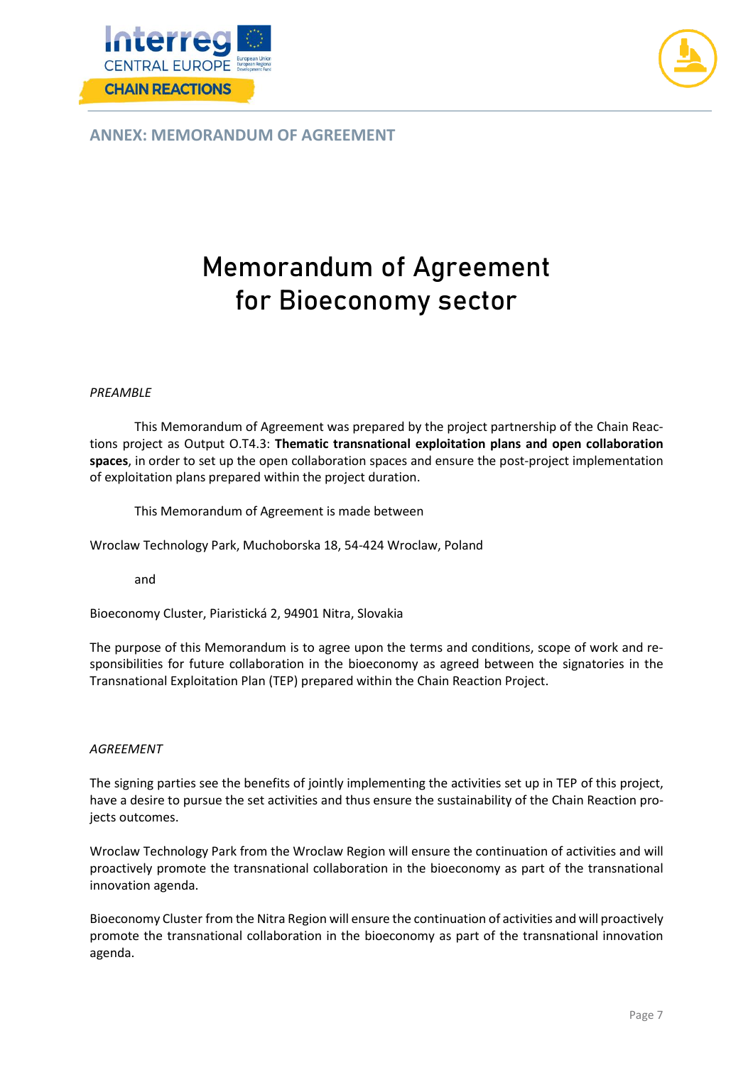## ANNEX: MEMORANDUM OF AGREEMENT

# Memorandum of Agreement for Bioeconomy sector

*PREAMBLE*

This Memorandum of Agreement was prepared by the project partnership of the Chain Reactions project as Output O.T4.3: **Thematic transnational exploitation plans and open collaboration spaces**, in order to set up the open collaboration spaces and ensure the post-project implementation of exploitation plans prepared within the project duration.

This Memorandum of Agreement is made between

Wroclaw Technology Park, Muchoborska 18, 54-424 Wroclaw, Poland

and

Bioeconomy Cluster, Piaristická 2, 94901 Nitra, Slovakia

The purpose of this Memorandum is to agree upon the terms and conditions, scope of work and responsibilities for future collaboration in the bioeconomy as agreed between the signatories in the Transnational Exploitation Plan (TEP) prepared within the Chain Reaction Project.

*AGREEMENT*

The signing parties see the benefits of jointly implementing the activities set up in TEP of this project, have a desire to pursue the set activities and thus ensure the sustainability of the Chain Reaction projects outcomes.

Wroclaw Technology Park from the Wroclaw Region will ensure the continuation of activities and will proactively promote the transnational collaboration in the bioeconomy as part of the transnational innovation agenda.

Bioeconomy Cluster from the Nitra Region will ensure the continuation of activities and will proactively promote the transnational collaboration in the bioeconomy as part of the transnational innovation agenda.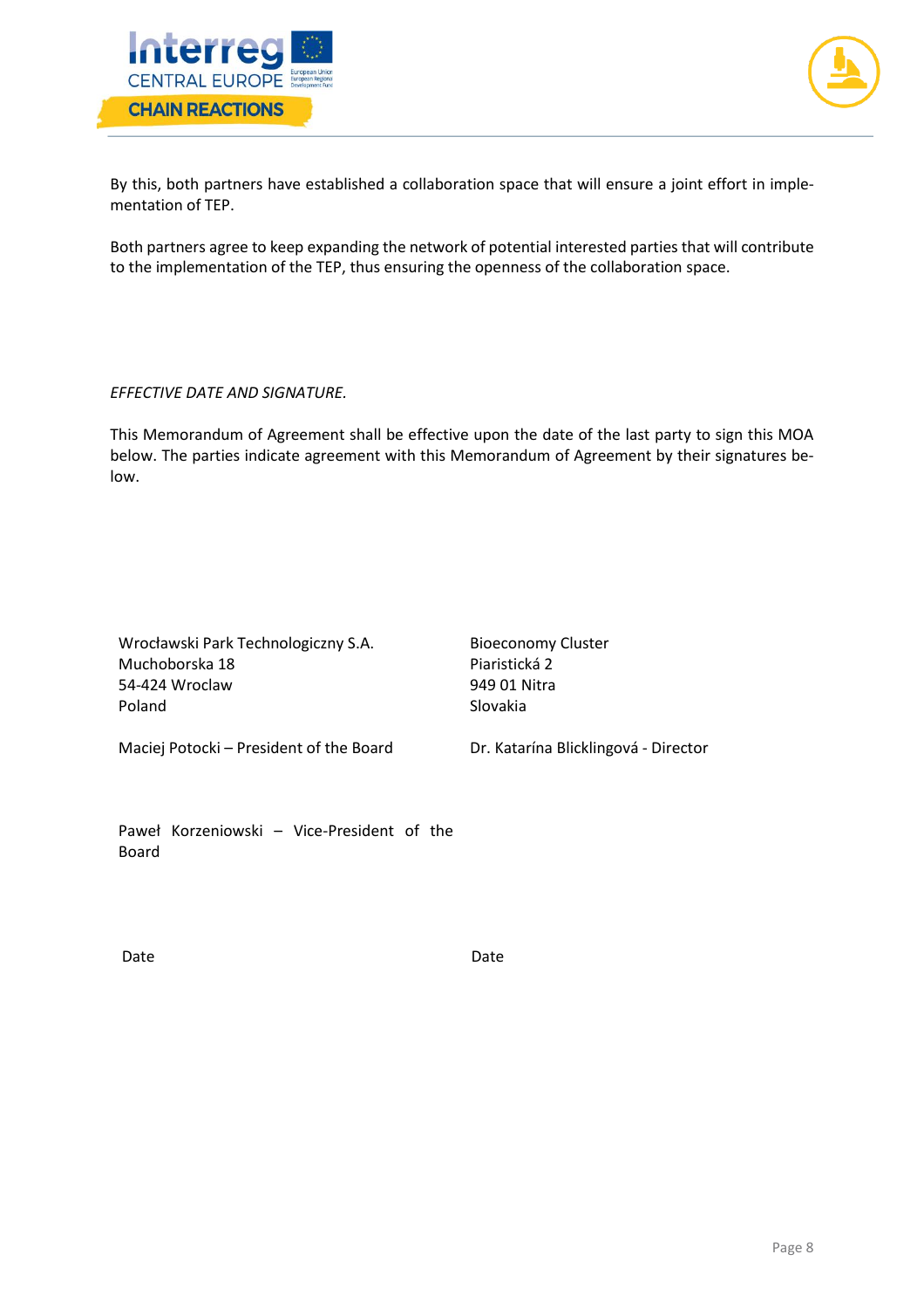By this, both partners have established a collaboration space that will ensure a joint effort in implementation of TEP.

Both partners agree to keep expanding the network of potential interested parties that will contribute to the implementation of the TEP, thus ensuring the openness of the collaboration space.

*EFFECTIVE DATE AND SIGNATURE.*

This Memorandum of Agreement shall be effective upon the date of the last party to sign this MOA below. The parties indicate agreement with this Memorandum of Agreement by their signatures below.

| | |
|---|---|
| Wrocławski Park Technologiczny S.A.<br>Muchoborska 18<br>54-424 Wroclaw<br>Poland | Bioeconomy Cluster<br>Piaristická 2<br>949 01 Nitra<br>Slovakia |
| Maciej Potocki – President of the Board | Dr. Katarína Blicklingová - Director |
| Paweł Korzeniowski – Vice-President of the Board | |
| Date | Date |